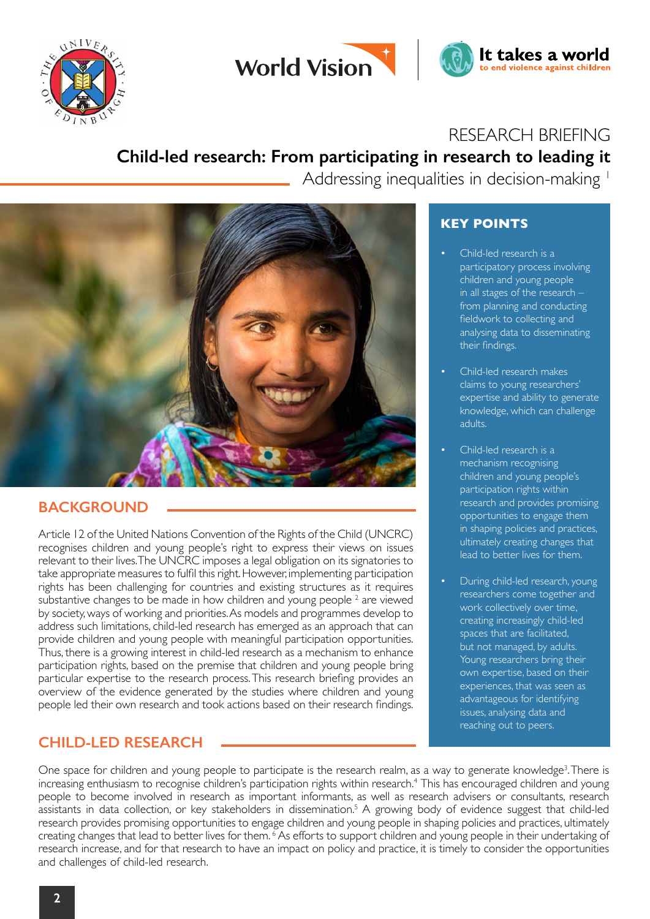RESEARCH BRIEFING

# Child-led research: From participating in research to leading it

Addressing inequalities in decision-making [1]

## KEY POINTS

- Child-led research is a participatory process involving children and young people in all stages of the research – from planning and conducting fieldwork to collecting and analysing data to disseminating their findings.
- Child-led research makes claims to young researchers' expertise and ability to generate knowledge, which can challenge adults.
- Child-led research is a mechanism recognising children and young people's participation rights within research and provides promising opportunities to engage them in shaping policies and practices, ultimately creating changes that lead to better lives for them.
- During child-led research, young researchers come together and work collectively over time, creating increasingly child-led spaces that are facilitated, but not managed, by adults. Young researchers bring their own expertise, based on their experiences, that was seen as advantageous for identifying issues, analysing data and reaching out to peers.

## BACKGROUND

Article 12 of the United Nations Convention of the Rights of the Child (UNCRC) recognises children and young people's right to express their views on issues relevant to their lives. The UNCRC imposes a legal obligation on its signatories to take appropriate measures to fulfil this right. However, implementing participation rights has been challenging for countries and existing structures as it requires substantive changes to be made in how children and young people [2] are viewed by society, ways of working and priorities. As models and programmes develop to address such limitations, child-led research has emerged as an approach that can provide children and young people with meaningful participation opportunities. Thus, there is a growing interest in child-led research as a mechanism to enhance participation rights, based on the premise that children and young people bring particular expertise to the research process. This research briefing provides an overview of the evidence generated by the studies where children and young people led their own research and took actions based on their research findings.

## CHILD-LED RESEARCH

One space for children and young people to participate is the research realm, as a way to generate knowledge[3]. There is increasing enthusiasm to recognise children's participation rights within research.[4] This has encouraged children and young people to become involved in research as important informants, as well as research advisers or consultants, research assistants in data collection, or key stakeholders in dissemination.[5] A growing body of evidence suggest that child-led research provides promising opportunities to engage children and young people in shaping policies and practices, ultimately creating changes that lead to better lives for them. [6] As efforts to support children and young people in their undertaking of research increase, and for that research to have an impact on policy and practice, it is timely to consider the opportunities and challenges of child-led research.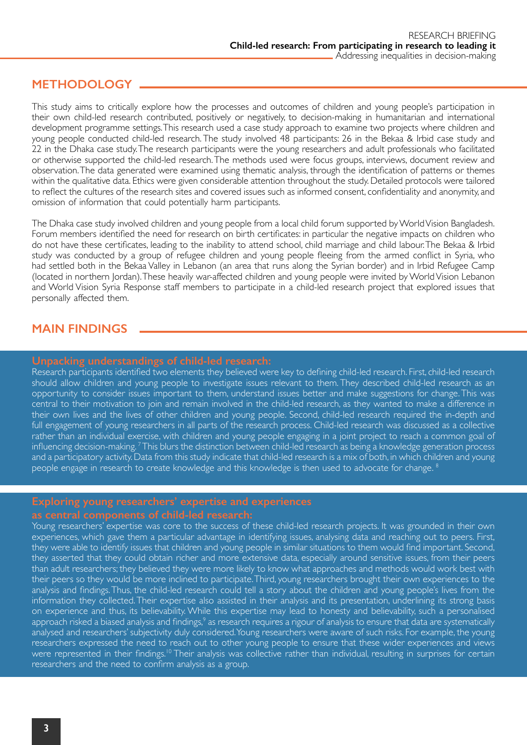## METHODOLOGY

This study aims to critically explore how the processes and outcomes of children and young people's participation in their own child-led research contributed, positively or negatively, to decision-making in humanitarian and international development programme settings. This research used a case study approach to examine two projects where children and young people conducted child-led research. The study involved 48 participants: 26 in the Bekaa & Irbid case study and 22 in the Dhaka case study. The research participants were the young researchers and adult professionals who facilitated or otherwise supported the child-led research. The methods used were focus groups, interviews, document review and observation. The data generated were examined using thematic analysis, through the identification of patterns or themes within the qualitative data. Ethics were given considerable attention throughout the study. Detailed protocols were tailored to reflect the cultures of the research sites and covered issues such as informed consent, confidentiality and anonymity, and omission of information that could potentially harm participants.

The Dhaka case study involved children and young people from a local child forum supported by World Vision Bangladesh. Forum members identified the need for research on birth certificates: in particular the negative impacts on children who do not have these certificates, leading to the inability to attend school, child marriage and child labour. The Bekaa & Irbid study was conducted by a group of refugee children and young people fleeing from the armed conflict in Syria, who had settled both in the Bekaa Valley in Lebanon (an area that runs along the Syrian border) and in Irbid Refugee Camp (located in northern Jordan). These heavily war-affected children and young people were invited by World Vision Lebanon and World Vision Syria Response staff members to participate in a child-led research project that explored issues that personally affected them.

## MAIN FINDINGS

### Unpacking understandings of child-led research:

Research participants identified two elements they believed were key to defining child-led research. First, child-led research should allow children and young people to investigate issues relevant to them. They described child-led research as an opportunity to consider issues important to them, understand issues better and make suggestions for change. This was central to their motivation to join and remain involved in the child-led research, as they wanted to make a difference in their own lives and the lives of other children and young people. Second, child-led research required the in-depth and full engagement of young researchers in all parts of the research process. Child-led research was discussed as a collective rather than an individual exercise, with children and young people engaging in a joint project to reach a common goal of influencing decision-making.[7] This blurs the distinction between child-led research as being a knowledge generation process and a participatory activity. Data from this study indicate that child-led research is a mix of both, in which children and young people engage in research to create knowledge and this knowledge is then used to advocate for change.[8]

### Exploring young researchers' expertise and experiences as central components of child-led research:

Young researchers' expertise was core to the success of these child-led research projects. It was grounded in their own experiences, which gave them a particular advantage in identifying issues, analysing data and reaching out to peers. First, they were able to identify issues that children and young people in similar situations to them would find important. Second, they asserted that they could obtain richer and more extensive data, especially around sensitive issues, from their peers than adult researchers; they believed they were more likely to know what approaches and methods would work best with their peers so they would be more inclined to participate. Third, young researchers brought their own experiences to the analysis and findings. Thus, the child-led research could tell a story about the children and young people's lives from the information they collected. Their expertise also assisted in their analysis and its presentation, underlining its strong basis on experience and thus, its believability. While this expertise may lead to honesty and believability, such a personalised approach risked a biased analysis and findings,[9] as research requires a rigour of analysis to ensure that data are systematically analysed and researchers' subjectivity duly considered. Young researchers were aware of such risks. For example, the young researchers expressed the need to reach out to other young people to ensure that these wider experiences and views were represented in their findings.[10] Their analysis was collective rather than individual, resulting in surprises for certain researchers and the need to confirm analysis as a group.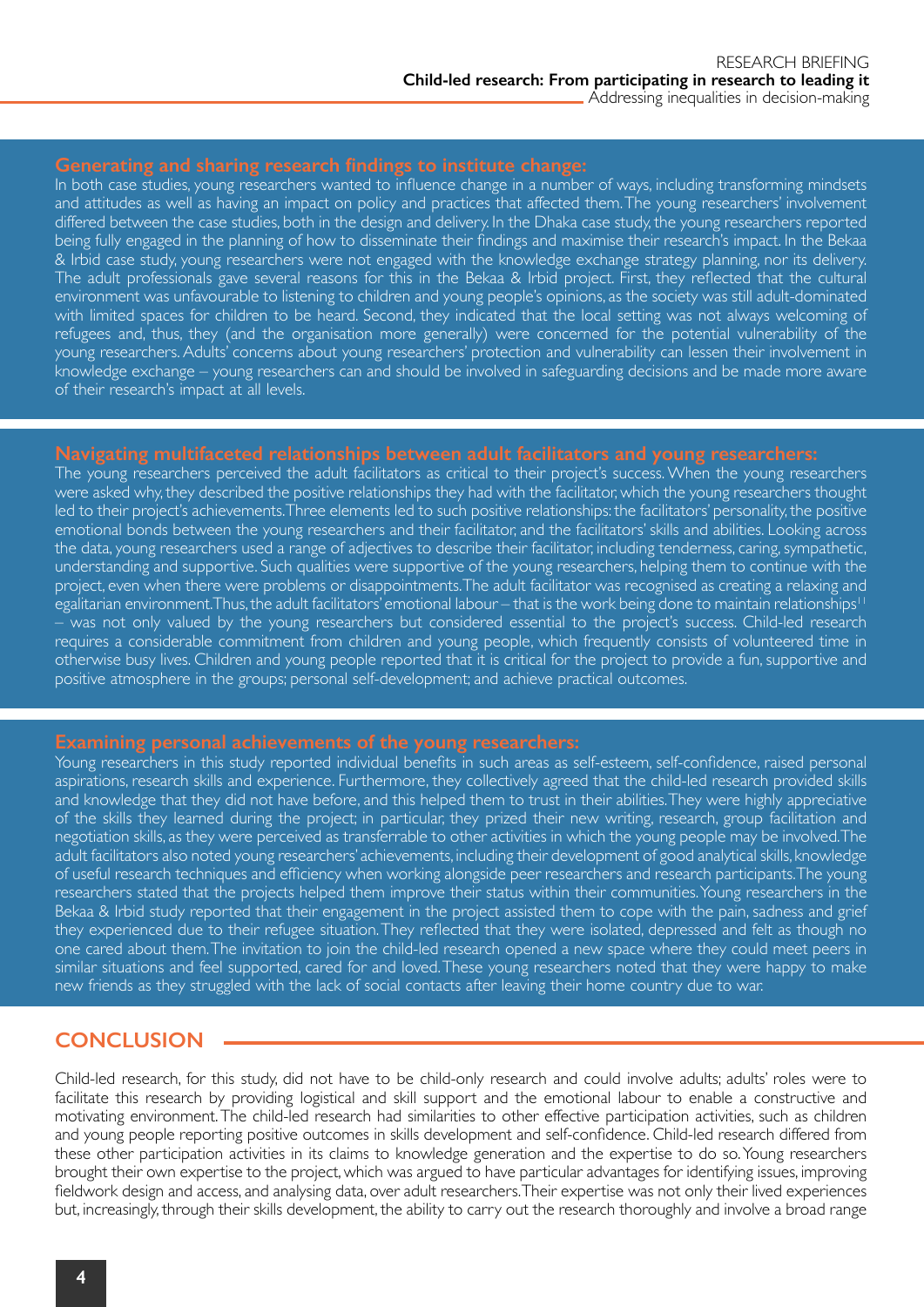### Generating and sharing research findings to institute change:

In both case studies, young researchers wanted to influence change in a number of ways, including transforming mindsets and attitudes as well as having an impact on policy and practices that affected them. The young researchers' involvement differed between the case studies, both in the design and delivery. In the Dhaka case study, the young researchers reported being fully engaged in the planning of how to disseminate their findings and maximise their research's impact. In the Bekaa & Irbid case study, young researchers were not engaged with the knowledge exchange strategy planning, nor its delivery. The adult professionals gave several reasons for this in the Bekaa & Irbid project. First, they reflected that the cultural environment was unfavourable to listening to children and young people's opinions, as the society was still adult-dominated with limited spaces for children to be heard. Second, they indicated that the local setting was not always welcoming of refugees and, thus, they (and the organisation more generally) were concerned for the potential vulnerability of the young researchers. Adults' concerns about young researchers' protection and vulnerability can lessen their involvement in knowledge exchange – young researchers can and should be involved in safeguarding decisions and be made more aware of their research's impact at all levels.

### Navigating multifaceted relationships between adult facilitators and young researchers:

The young researchers perceived the adult facilitators as critical to their project's success. When the young researchers were asked why, they described the positive relationships they had with the facilitator, which the young researchers thought led to their project's achievements. Three elements led to such positive relationships: the facilitators' personality, the positive emotional bonds between the young researchers and their facilitator, and the facilitators' skills and abilities. Looking across the data, young researchers used a range of adjectives to describe their facilitator, including tenderness, caring, sympathetic, understanding and supportive. Such qualities were supportive of the young researchers, helping them to continue with the project, even when there were problems or disappointments. The adult facilitator was recognised as creating a relaxing and egalitarian environment. Thus, the adult facilitators' emotional labour – that is the work being done to maintain relationships[11] – was not only valued by the young researchers but considered essential to the project's success. Child-led research requires a considerable commitment from children and young people, which frequently consists of volunteered time in otherwise busy lives. Children and young people reported that it is critical for the project to provide a fun, supportive and positive atmosphere in the groups; personal self-development; and achieve practical outcomes.

### Examining personal achievements of the young researchers:

Young researchers in this study reported individual benefits in such areas as self-esteem, self-confidence, raised personal aspirations, research skills and experience. Furthermore, they collectively agreed that the child-led research provided skills and knowledge that they did not have before, and this helped them to trust in their abilities. They were highly appreciative of the skills they learned during the project; in particular, they prized their new writing, research, group facilitation and negotiation skills, as they were perceived as transferrable to other activities in which the young people may be involved. The adult facilitators also noted young researchers' achievements, including their development of good analytical skills, knowledge of useful research techniques and efficiency when working alongside peer researchers and research participants. The young researchers stated that the projects helped them improve their status within their communities. Young researchers in the Bekaa & Irbid study reported that their engagement in the project assisted them to cope with the pain, sadness and grief they experienced due to their refugee situation. They reflected that they were isolated, depressed and felt as though no one cared about them. The invitation to join the child-led research opened a new space where they could meet peers in similar situations and feel supported, cared for and loved. These young researchers noted that they were happy to make new friends as they struggled with the lack of social contacts after leaving their home country due to war.

## CONCLUSION

Child-led research, for this study, did not have to be child-only research and could involve adults; adults' roles were to facilitate this research by providing logistical and skill support and the emotional labour to enable a constructive and motivating environment. The child-led research had similarities to other effective participation activities, such as children and young people reporting positive outcomes in skills development and self-confidence. Child-led research differed from these other participation activities in its claims to knowledge generation and the expertise to do so. Young researchers brought their own expertise to the project, which was argued to have particular advantages for identifying issues, improving fieldwork design and access, and analysing data, over adult researchers. Their expertise was not only their lived experiences but, increasingly, through their skills development, the ability to carry out the research thoroughly and involve a broad range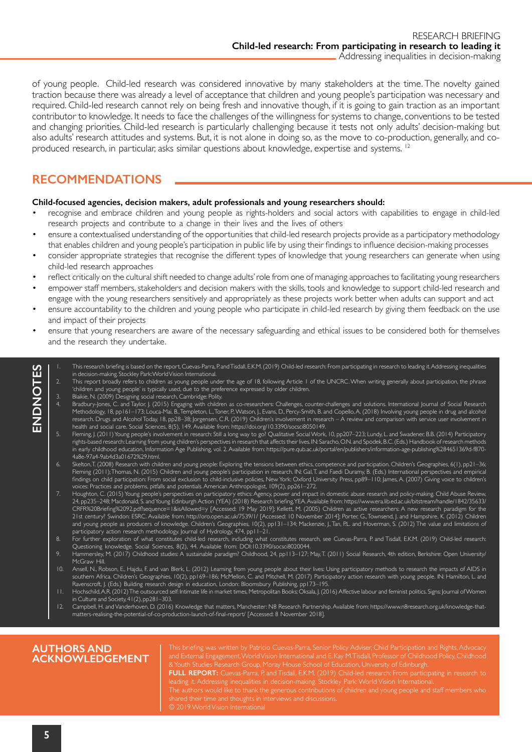of young people. Child-led research was considered innovative by many stakeholders at the time. The novelty gained traction because there was already a level of acceptance that children and young people's participation was necessary and required. Child-led research cannot rely on being fresh and innovative though, if it is going to gain traction as an important contributor to knowledge. It needs to face the challenges of the willingness for systems to change, conventions to be tested and changing priorities. Child-led research is particularly challenging because it tests not only adults' decision-making but also adults' research attitudes and systems. But, it is not alone in doing so, as the move to co-production, generally, and co-produced research, in particular, asks similar questions about knowledge, expertise and systems. [12]

## RECOMMENDATIONS

**Child-focused agencies, decision makers, adult professionals and young researchers should:**

- recognise and embrace children and young people as rights-holders and social actors with capabilities to engage in child-led research projects and contribute to a change in their lives and the lives of others
- ensure a contextualised understanding of the opportunities that child-led research projects provide as a participatory methodology that enables children and young people's participation in public life by using their findings to influence decision-making processes
- consider appropriate strategies that recognise the different types of knowledge that young researchers can generate when using child-led research approaches
- reflect critically on the cultural shift needed to change adults' role from one of managing approaches to facilitating young researchers
- empower staff members, stakeholders and decision makers with the skills, tools and knowledge to support child-led research and engage with the young researchers sensitively and appropriately as these projects work better when adults can support and act
- ensure accountability to the children and young people who participate in child-led research by giving them feedback on the use and impact of their projects
- ensure that young researchers are aware of the necessary safeguarding and ethical issues to be considered both for themselves and the research they undertake.

## ENDNOTES

1. This research briefing is based on the report, Cuevas-Parra, P. and Tisdall, E.K.M. (2019) Child-led research: From participating in research to leading it. Addressing inequalities in decision-making. Stockley Park: World Vision International.
2. This report broadly refers to children as young people under the age of 18, following Article 1 of the UNCRC. When writing generally about participation, the phrase 'children and young people' is typically used, due to the preference expressed by older children.
3. Blaikie, N. (2009) Designing social research, Cambridge: Polity.
4. Bradbury-Jones, C. and Taylor, J. (2015) Engaging with children as co-researchers: Challenges, counter-challenges and solutions. International Journal of Social Research Methodology, 18, pp161–173; Louca-Mai, B., Templeton, L., Toner, P., Watson, J., Evans, D., Percy-Smith, B. and Copello, A. (2018) Involving young people in drug and alcohol research. Drugs and Alcohol Today, 18, pp28–38; Jorgensen, C.R. (2019) Children's involvement in research – A review and comparison with service user involvement in health and social care. Social Sciences, 8(5), 149. Available from: https://doi.org/10.3390/socsci8050149.
5. Fleming, J. (2011) Young people's involvement in research: Still a long way to go? Qualitative Social Work, 10, pp207–223; Lundy, L. and Swadener, B.B. (2014) Participatory rights-based research: Learning from young children's perspectives in research that affects their lives. IN: Saracho, O.N. and Spodek, B.C. (Eds.) Handbook of research methods in early childhood education, Information Age Publishing, vol. 2. Available from: https://pure.qub.ac.uk/portal/en/publishers/information-age-publishing%284651369d-f870-4a8e-97a4-9ab4d3a01672%29.html.
6. Skelton, T. (2008) Research with children and young people: Exploring the tensions between ethics, competence and participation. Children's Geographies, 6(1), pp21–36; Fleming (2011); Thomas, N. (2015) Children and young people's participation in research. IN: Gal, T. and Faedi Duramy, B. (Eds.) International perspectives and empirical findings on child participation: From social exclusion to child-inclusive policies, New York: Oxford University Press, pp89–110; James, A. (2007) Giving voice to children's voices: Practices and problems, pitfalls and potentials. American Anthropologist, 109(2), pp261–272.
7. Houghton, C. (2015) Young people's perspectives on participatory ethics: Agency, power and impact in domestic abuse research and policy-making. Child Abuse Review, 24, pp235–248; Macdonald, S. and Young Edinburgh Action (YEA) (2018) Research briefing. YEA. Available from: https://www.era.lib.ed.ac.uk/bitstream/handle/1842/35633/CRFR%20Briefing%2092.pdf?sequence=1&isAllowed=y [Accessed: 19 May 2019]; Kellett, M. (2005) Children as active researchers: A new research paradigm for the 21st century? Swindon: ESRC. Available from: http://oro.open.ac.uk/7539/1/ [Accessed: 10 November 2014]; Porter, G., Townsend, J. and Hampshire, K. (2012) Children and young people as producers of knowledge. Children's Geographies, 10(2), pp131–134; Mackenzie, J., Tan, P.L. and Hoverman, S. (2012) The value and limitations of participatory action research methodology. Journal of Hydrology, 474, pp11–21.
8. For further exploration of what constitutes child-led research, including what constitutes research, see Cuevas-Parra, P. and Tisdall, E.K.M. (2019) Child-led research: Questioning knowledge. Social Sciences, 8(2), 44. Available from: DOI:10.3390/socsci8020044.
9. Hammersley, M. (2017) Childhood studies: A sustainable paradigm? Childhood, 24, pp113–127; May, T. (2011) Social Research, 4th edition, Berkshire: Open University/McGraw Hill.
10. Ansell, N., Robson, E., Hajdu, F. and van Blerk, L. (2012) Learning from young people about their lives: Using participatory methods to research the impacts of AIDS in southern Africa. Children's Geographies, 10(2), pp169–186; McMellon, C. and Mitchell, M. (2017) Participatory action research with young people. IN: Hamilton, L. and Ravenscroft, J. (Eds.) Building research design in education, London: Bloomsbury Publishing, pp173–195.
11. Hochschild, A.R. (2012) The outsourced self: Intimate life in market times, Metropolitan Books; Oksala, J. (2016) Affective labour and feminist politics. Signs: Journal of Women in Culture and Society, 41(2), pp281–303.
12. Campbell, H. and Vanderhoven, D. (2016) Knowledge that matters, Manchester: N8 Research Partnership. Available from: https://www.n8research.org.uk/knowledge-that-matters-realising-the-potential-of-co-production-launch-of-final-report/ [Accessed: 8 November 2018].

## AUTHORS AND ACKNOWLEDGEMENT

This briefing was written by Patricio Cuevas-Parra, Senior Policy Adviser, Child Participation and Rights, Advocacy and External Engagement, World Vision International and E. Kay M. Tisdall, Professor of Childhood Policy, Childhood & Youth Studies Research Group, Moray House School of Education, University of Edinburgh.

**FULL REPORT:** Cuevas-Parra, P. and Tisdall, E.K.M. (2019) Child-led research: From participating in research to leading it. Addressing inequalities in decision-making. Stockley Park: World Vision International.

The authors would like to thank the generous contributions of children and young people and staff members who shared their time and thoughts in interviews and discussions.

© 2019 World Vision International